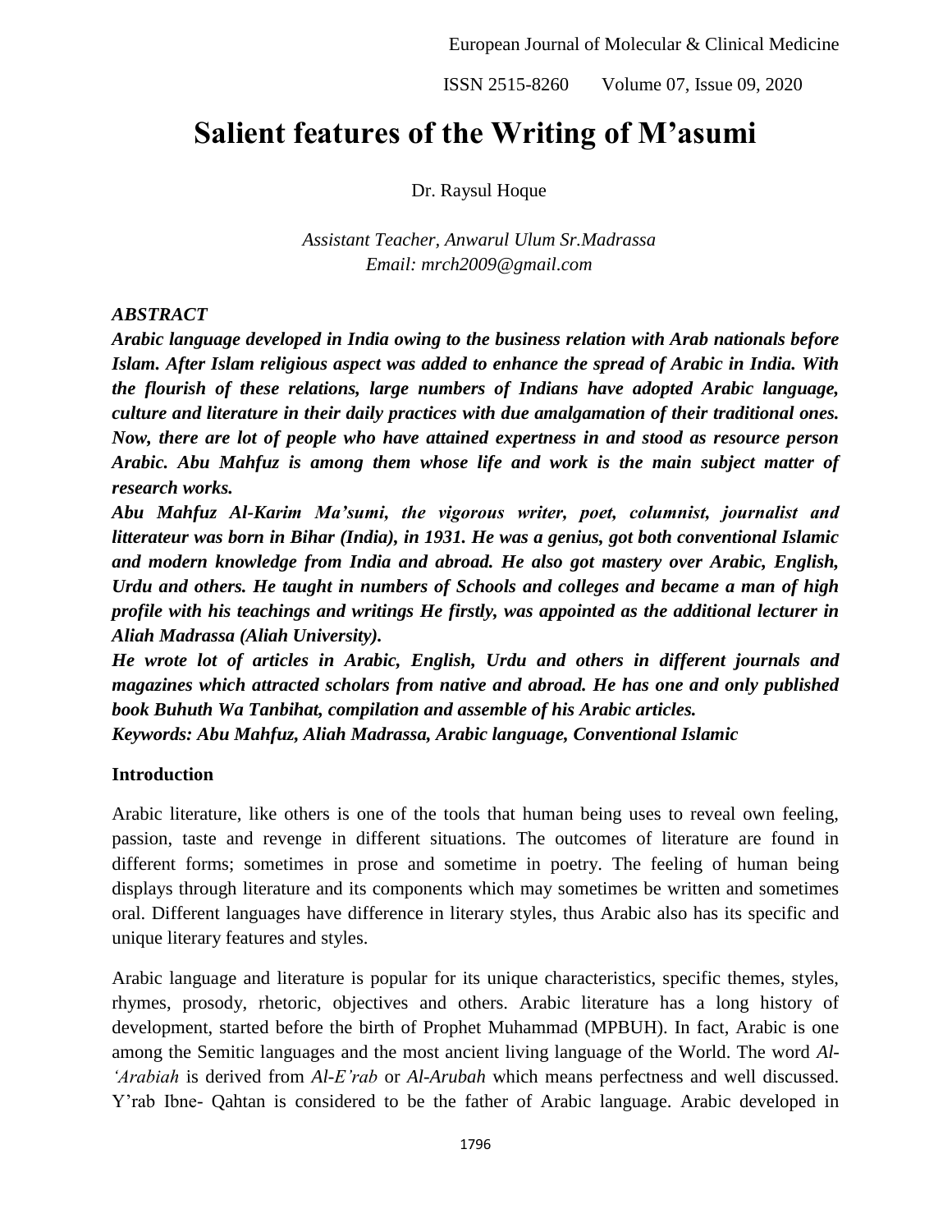# Salient features of the Writing of M'asumi

Dr. Raysul Hoque

*Assistant Teacher, Anwarul Ulum Sr.Madrassa*
*Email: mrch2009@gmail.com*

***ABSTRACT***

***Arabic language developed in India owing to the business relation with Arab nationals before Islam. After Islam religious aspect was added to enhance the spread of Arabic in India. With the flourish of these relations, large numbers of Indians have adopted Arabic language, culture and literature in their daily practices with due amalgamation of their traditional ones. Now, there are lot of people who have attained expertness in and stood as resource person Arabic. Abu Mahfuz is among them whose life and work is the main subject matter of research works.***

***Abu Mahfuz Al-Karim Ma'sumi, the vigorous writer, poet, columnist, journalist and litterateur was born in Bihar (India), in 1931. He was a genius, got both conventional Islamic and modern knowledge from India and abroad. He also got mastery over Arabic, English, Urdu and others. He taught in numbers of Schools and colleges and became a man of high profile with his teachings and writings He firstly, was appointed as the additional lecturer in Aliah Madrassa (Aliah University).***

***He wrote lot of articles in Arabic, English, Urdu and others in different journals and magazines which attracted scholars from native and abroad. He has one and only published book Buhuth Wa Tanbihat, compilation and assemble of his Arabic articles.***

***Keywords: Abu Mahfuz, Aliah Madrassa, Arabic language, Conventional Islamic***

**Introduction**

Arabic literature, like others is one of the tools that human being uses to reveal own feeling, passion, taste and revenge in different situations. The outcomes of literature are found in different forms; sometimes in prose and sometime in poetry. The feeling of human being displays through literature and its components which may sometimes be written and sometimes oral. Different languages have difference in literary styles, thus Arabic also has its specific and unique literary features and styles.

Arabic language and literature is popular for its unique characteristics, specific themes, styles, rhymes, prosody, rhetoric, objectives and others. Arabic literature has a long history of development, started before the birth of Prophet Muhammad (MPBUH). In fact, Arabic is one among the Semitic languages and the most ancient living language of the World. The word *Al-'Arabiah* is derived from *Al-E'rab* or *Al-Arubah* which means perfectness and well discussed. Y'rab Ibne- Qahtan is considered to be the father of Arabic language. Arabic developed in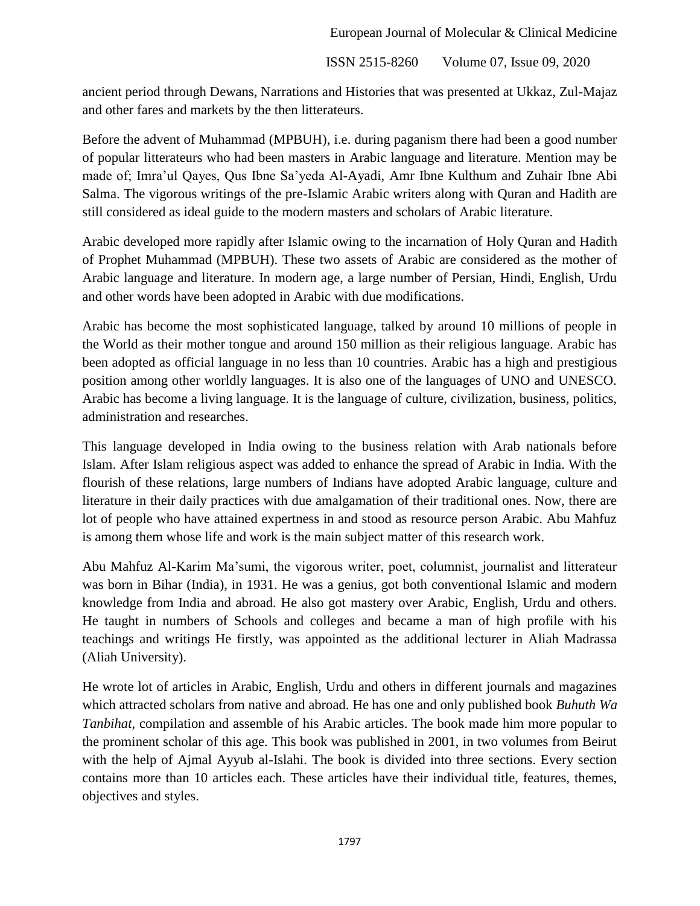ancient period through Dewans, Narrations and Histories that was presented at Ukkaz, Zul-Majaz and other fares and markets by the then litterateurs.

Before the advent of Muhammad (MPBUH), i.e. during paganism there had been a good number of popular litterateurs who had been masters in Arabic language and literature. Mention may be made of; Imra'ul Qayes, Qus Ibne Sa'yeda Al-Ayadi, Amr Ibne Kulthum and Zuhair Ibne Abi Salma. The vigorous writings of the pre-Islamic Arabic writers along with Quran and Hadith are still considered as ideal guide to the modern masters and scholars of Arabic literature.

Arabic developed more rapidly after Islamic owing to the incarnation of Holy Quran and Hadith of Prophet Muhammad (MPBUH). These two assets of Arabic are considered as the mother of Arabic language and literature. In modern age, a large number of Persian, Hindi, English, Urdu and other words have been adopted in Arabic with due modifications.

Arabic has become the most sophisticated language, talked by around 10 millions of people in the World as their mother tongue and around 150 million as their religious language. Arabic has been adopted as official language in no less than 10 countries. Arabic has a high and prestigious position among other worldly languages. It is also one of the languages of UNO and UNESCO. Arabic has become a living language. It is the language of culture, civilization, business, politics, administration and researches.

This language developed in India owing to the business relation with Arab nationals before Islam. After Islam religious aspect was added to enhance the spread of Arabic in India. With the flourish of these relations, large numbers of Indians have adopted Arabic language, culture and literature in their daily practices with due amalgamation of their traditional ones. Now, there are lot of people who have attained expertness in and stood as resource person Arabic. Abu Mahfuz is among them whose life and work is the main subject matter of this research work.

Abu Mahfuz Al-Karim Ma'sumi, the vigorous writer, poet, columnist, journalist and litterateur was born in Bihar (India), in 1931. He was a genius, got both conventional Islamic and modern knowledge from India and abroad. He also got mastery over Arabic, English, Urdu and others. He taught in numbers of Schools and colleges and became a man of high profile with his teachings and writings He firstly, was appointed as the additional lecturer in Aliah Madrassa (Aliah University).

He wrote lot of articles in Arabic, English, Urdu and others in different journals and magazines which attracted scholars from native and abroad. He has one and only published book *Buhuth Wa Tanbihat*, compilation and assemble of his Arabic articles. The book made him more popular to the prominent scholar of this age. This book was published in 2001, in two volumes from Beirut with the help of Ajmal Ayyub al-Islahi. The book is divided into three sections. Every section contains more than 10 articles each. These articles have their individual title, features, themes, objectives and styles.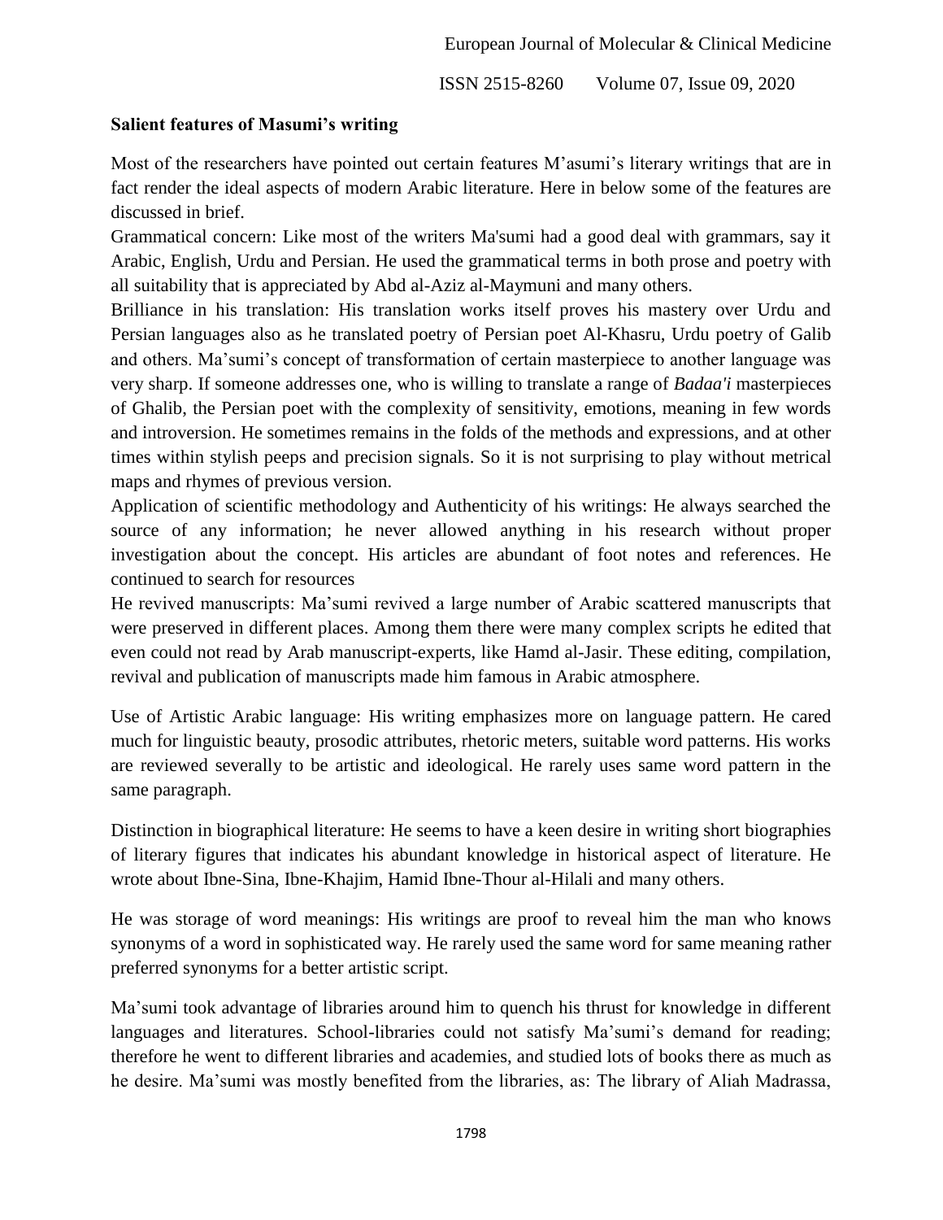## Salient features of Masumi's writing

Most of the researchers have pointed out certain features M'asumi's literary writings that are in fact render the ideal aspects of modern Arabic literature. Here in below some of the features are discussed in brief.

Grammatical concern: Like most of the writers Ma'sumi had a good deal with grammars, say it Arabic, English, Urdu and Persian. He used the grammatical terms in both prose and poetry with all suitability that is appreciated by Abd al-Aziz al-Maymuni and many others.

Brilliance in his translation: His translation works itself proves his mastery over Urdu and Persian languages also as he translated poetry of Persian poet Al-Khasru, Urdu poetry of Galib and others. Ma'sumi's concept of transformation of certain masterpiece to another language was very sharp. If someone addresses one, who is willing to translate a range of *Badaa'i* masterpieces of Ghalib, the Persian poet with the complexity of sensitivity, emotions, meaning in few words and introversion. He sometimes remains in the folds of the methods and expressions, and at other times within stylish peeps and precision signals. So it is not surprising to play without metrical maps and rhymes of previous version.

Application of scientific methodology and Authenticity of his writings: He always searched the source of any information; he never allowed anything in his research without proper investigation about the concept. His articles are abundant of foot notes and references. He continued to search for resources

He revived manuscripts: Ma'sumi revived a large number of Arabic scattered manuscripts that were preserved in different places. Among them there were many complex scripts he edited that even could not read by Arab manuscript-experts, like Hamd al-Jasir. These editing, compilation, revival and publication of manuscripts made him famous in Arabic atmosphere.

Use of Artistic Arabic language: His writing emphasizes more on language pattern. He cared much for linguistic beauty, prosodic attributes, rhetoric meters, suitable word patterns. His works are reviewed severally to be artistic and ideological. He rarely uses same word pattern in the same paragraph.

Distinction in biographical literature: He seems to have a keen desire in writing short biographies of literary figures that indicates his abundant knowledge in historical aspect of literature. He wrote about Ibne-Sina, Ibne-Khajim, Hamid Ibne-Thour al-Hilali and many others.

He was storage of word meanings: His writings are proof to reveal him the man who knows synonyms of a word in sophisticated way. He rarely used the same word for same meaning rather preferred synonyms for a better artistic script.

Ma'sumi took advantage of libraries around him to quench his thrust for knowledge in different languages and literatures. School-libraries could not satisfy Ma'sumi's demand for reading; therefore he went to different libraries and academies, and studied lots of books there as much as he desire. Ma'sumi was mostly benefited from the libraries, as: The library of Aliah Madrassa,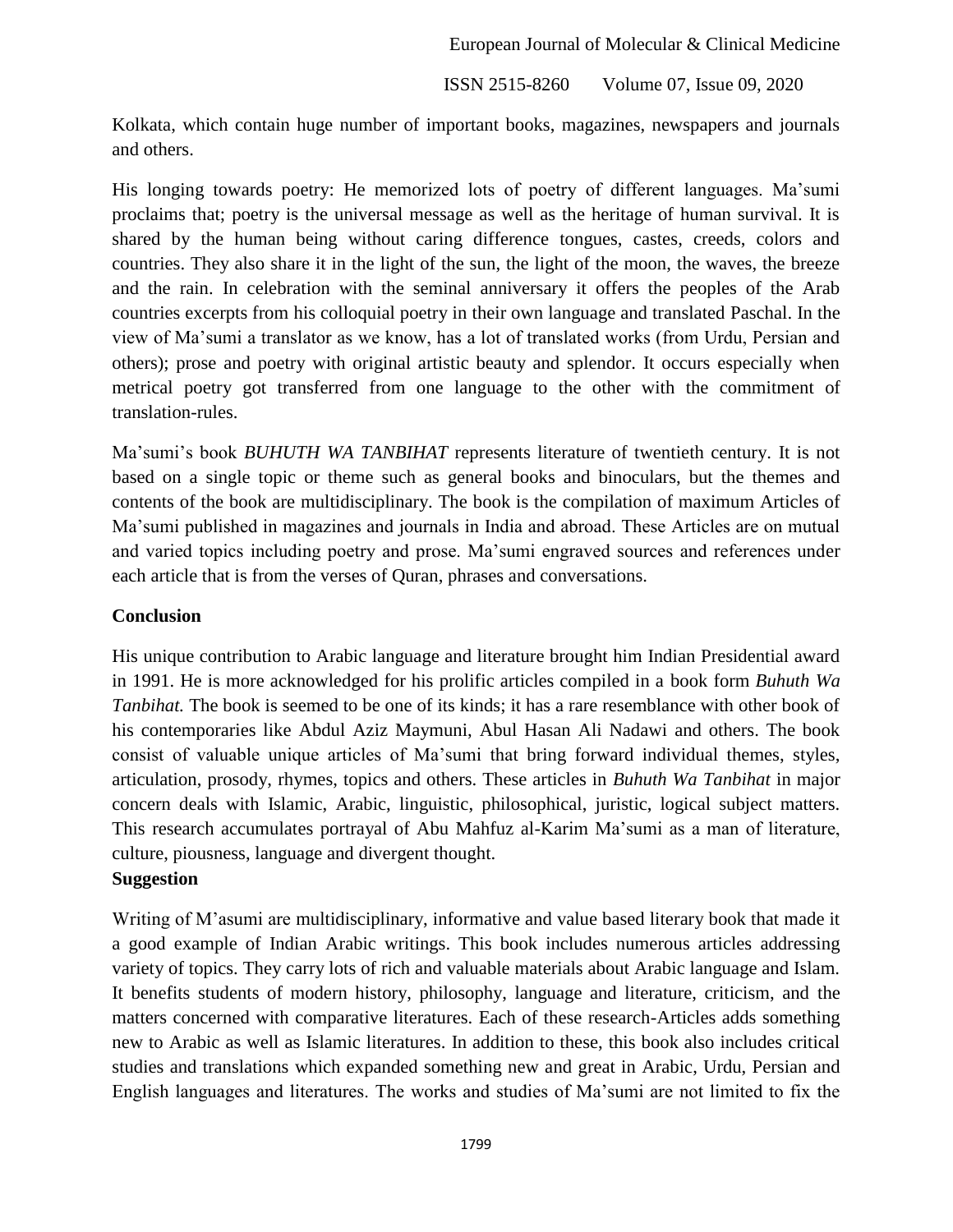Kolkata, which contain huge number of important books, magazines, newspapers and journals and others.

His longing towards poetry: He memorized lots of poetry of different languages. Ma'sumi proclaims that; poetry is the universal message as well as the heritage of human survival. It is shared by the human being without caring difference tongues, castes, creeds, colors and countries. They also share it in the light of the sun, the light of the moon, the waves, the breeze and the rain. In celebration with the seminal anniversary it offers the peoples of the Arab countries excerpts from his colloquial poetry in their own language and translated Paschal. In the view of Ma'sumi a translator as we know, has a lot of translated works (from Urdu, Persian and others); prose and poetry with original artistic beauty and splendor. It occurs especially when metrical poetry got transferred from one language to the other with the commitment of translation-rules.

Ma'sumi's book *BUHUTH WA TANBIHAT* represents literature of twentieth century. It is not based on a single topic or theme such as general books and binoculars, but the themes and contents of the book are multidisciplinary. The book is the compilation of maximum Articles of Ma'sumi published in magazines and journals in India and abroad. These Articles are on mutual and varied topics including poetry and prose. Ma'sumi engraved sources and references under each article that is from the verses of Quran, phrases and conversations.

**Conclusion**

His unique contribution to Arabic language and literature brought him Indian Presidential award in 1991. He is more acknowledged for his prolific articles compiled in a book form *Buhuth Wa Tanbihat.* The book is seemed to be one of its kinds; it has a rare resemblance with other book of his contemporaries like Abdul Aziz Maymuni, Abul Hasan Ali Nadawi and others. The book consist of valuable unique articles of Ma'sumi that bring forward individual themes, styles, articulation, prosody, rhymes, topics and others. These articles in *Buhuth Wa Tanbihat* in major concern deals with Islamic, Arabic, linguistic, philosophical, juristic, logical subject matters. This research accumulates portrayal of Abu Mahfuz al-Karim Ma'sumi as a man of literature, culture, piousness, language and divergent thought.

**Suggestion**

Writing of M'asumi are multidisciplinary, informative and value based literary book that made it a good example of Indian Arabic writings. This book includes numerous articles addressing variety of topics. They carry lots of rich and valuable materials about Arabic language and Islam. It benefits students of modern history, philosophy, language and literature, criticism, and the matters concerned with comparative literatures. Each of these research-Articles adds something new to Arabic as well as Islamic literatures. In addition to these, this book also includes critical studies and translations which expanded something new and great in Arabic, Urdu, Persian and English languages and literatures. The works and studies of Ma'sumi are not limited to fix the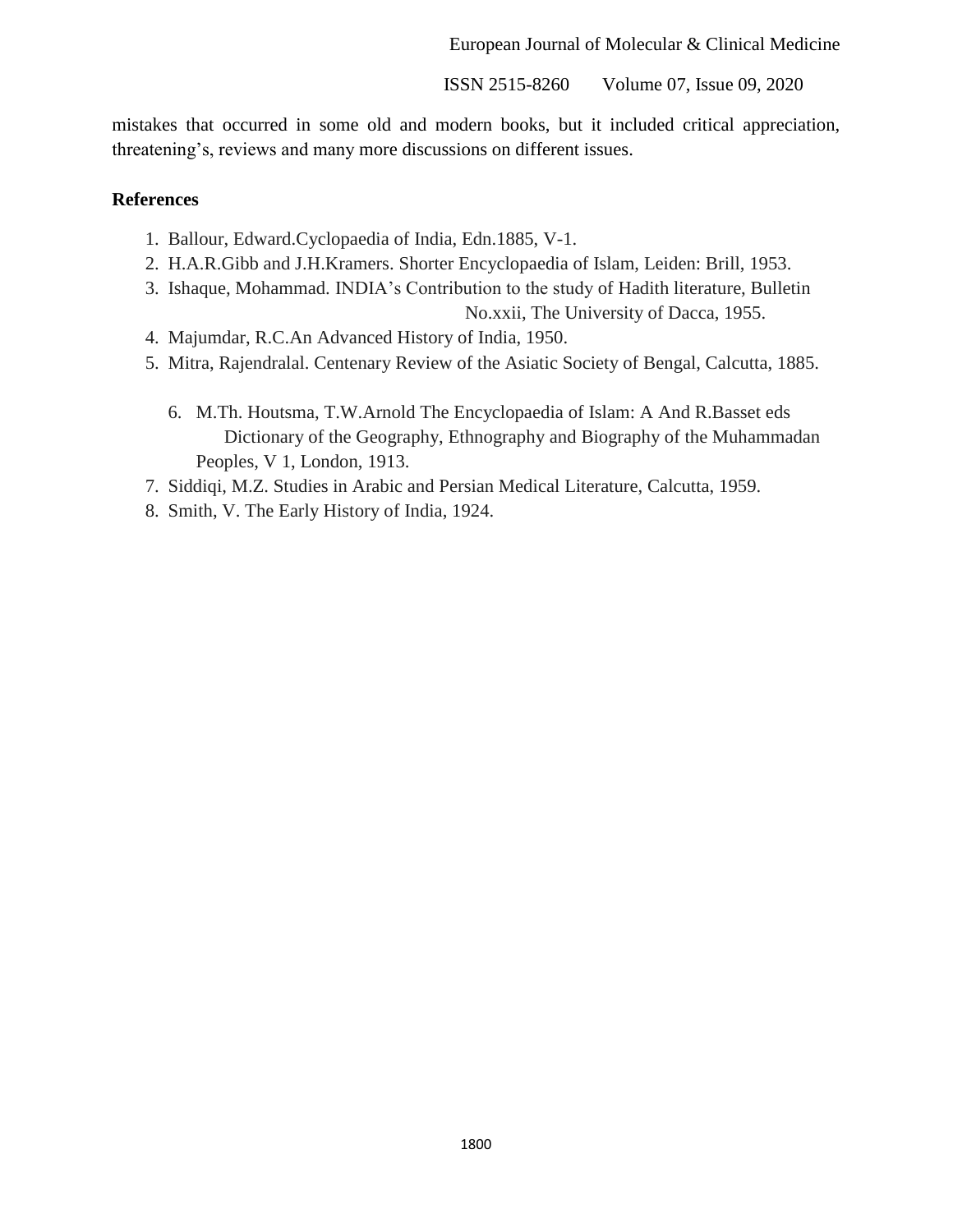mistakes that occurred in some old and modern books, but it included critical appreciation, threatening's, reviews and many more discussions on different issues.

## References

1. Ballour, Edward.Cyclopaedia of India, Edn.1885, V-1.
2. H.A.R.Gibb and J.H.Kramers. Shorter Encyclopaedia of Islam, Leiden: Brill, 1953.
3. Ishaque, Mohammad. INDIA's Contribution to the study of Hadith literature, Bulletin No.xxii, The University of Dacca, 1955.
4. Majumdar, R.C.An Advanced History of India, 1950.
5. Mitra, Rajendralal. Centenary Review of the Asiatic Society of Bengal, Calcutta, 1885.
6. M.Th. Houtsma, T.W.Arnold The Encyclopaedia of Islam: A And R.Basset eds Dictionary of the Geography, Ethnography and Biography of the Muhammadan Peoples, V 1, London, 1913.
7. Siddiqi, M.Z. Studies in Arabic and Persian Medical Literature, Calcutta, 1959.
8. Smith, V. The Early History of India, 1924.